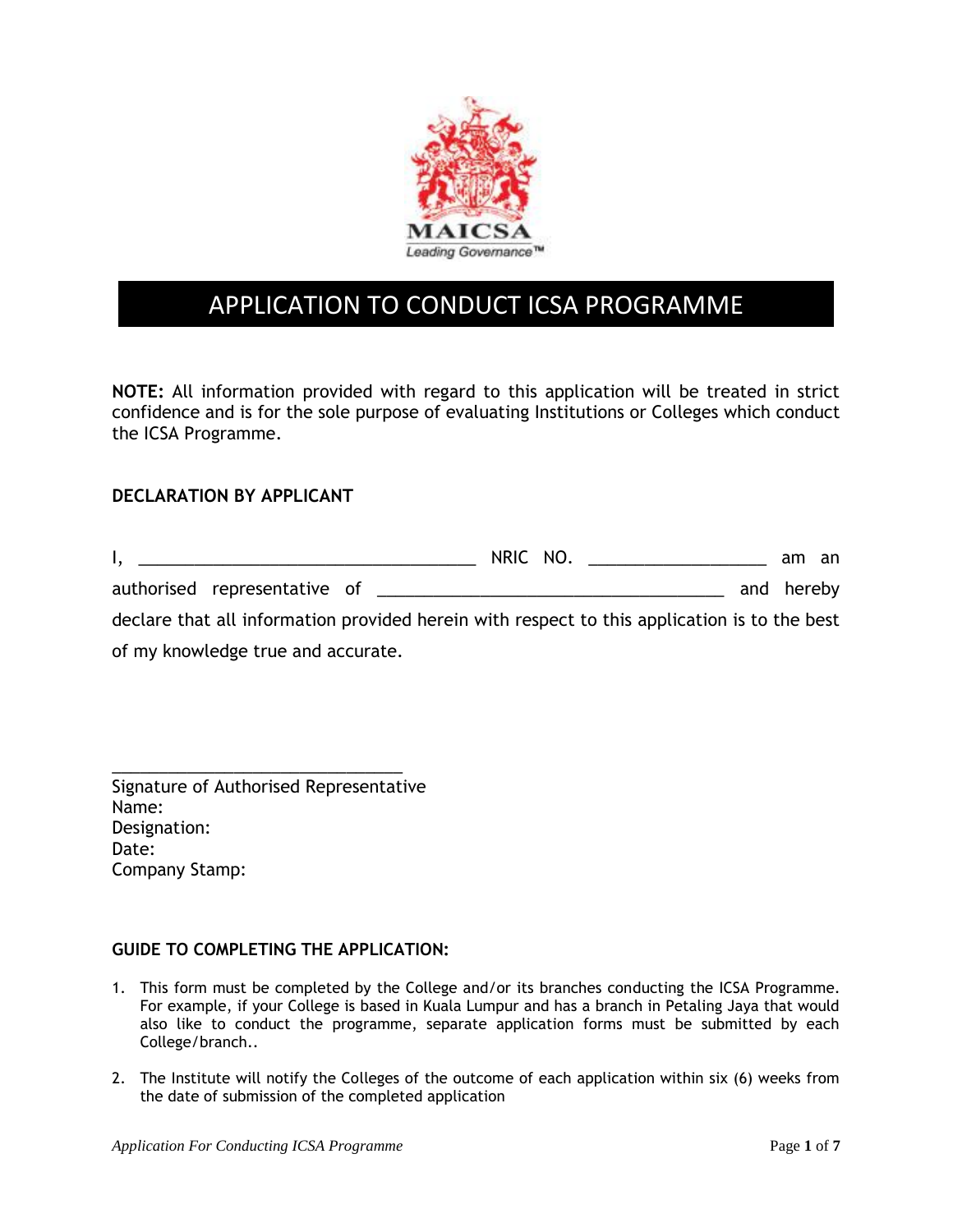MAICSA

*Leading Governance™*

# APPLICATION TO CONDUCT ICSA PROGRAMME

**NOTE:** All information provided with regard to this application will be treated in strict confidence and is for the sole purpose of evaluating Institutions or Colleges which conduct the ICSA Programme.

### DECLARATION BY APPLICANT

I, ____________________________________ NRIC NO. ___________________ am an authorised representative of _____________________________________ and hereby declare that all information provided herein with respect to this application is to the best of my knowledge true and accurate.

_______________________________

Signature of Authorised Representative
Name:
Designation:
Date:
Company Stamp:

### GUIDE TO COMPLETING THE APPLICATION:

1. This form must be completed by the College and/or its branches conducting the ICSA Programme. For example, if your College is based in Kuala Lumpur and has a branch in Petaling Jaya that would also like to conduct the programme, separate application forms must be submitted by each College/branch..
2. The Institute will notify the Colleges of the outcome of each application within six (6) weeks from the date of submission of the completed application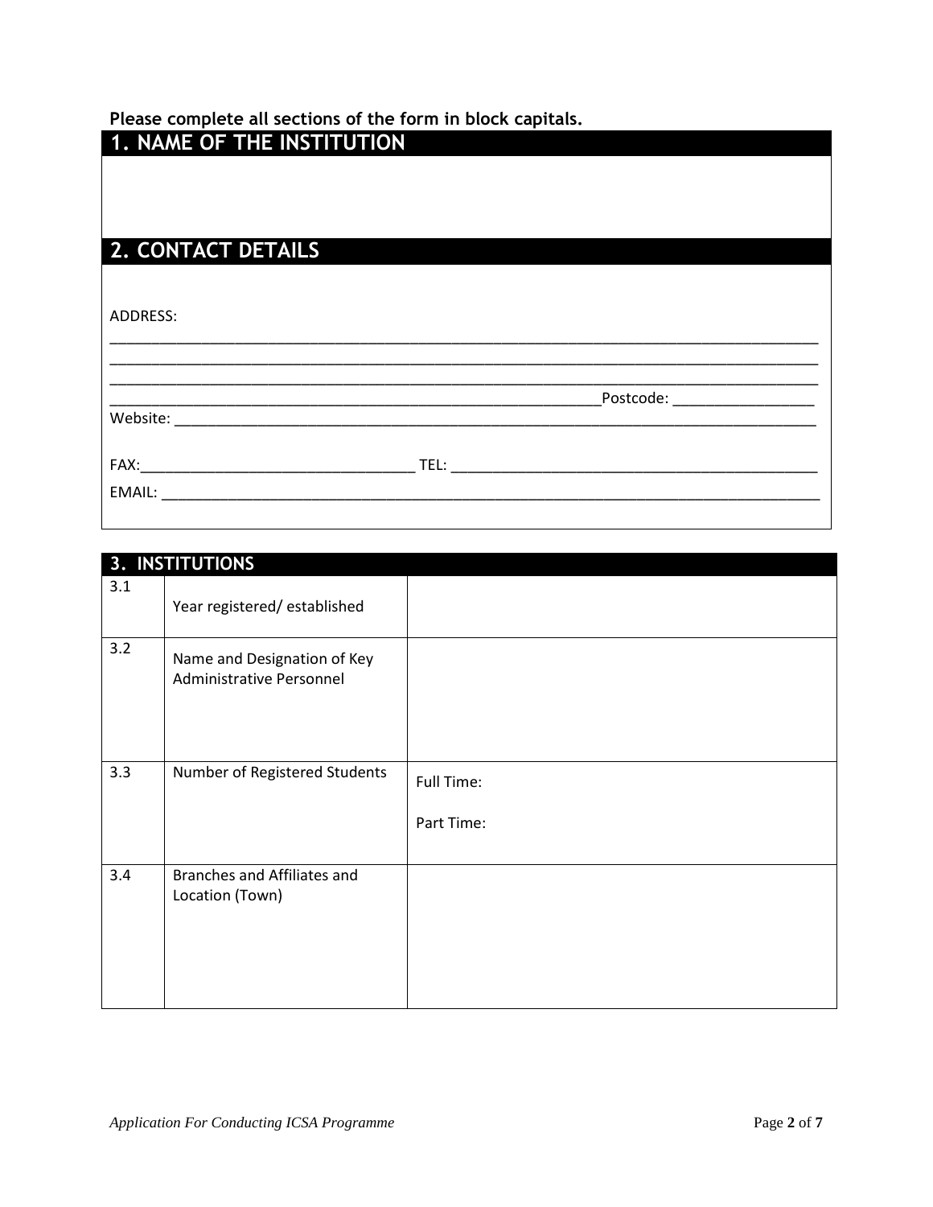**Please complete all sections of the form in block capitals.**

## 1. NAME OF THE INSTITUTION

## 2. CONTACT DETAILS

ADDRESS:

______________________________________________________________________________

______________________________________________________________________________

______________________________________________________________________________

_____________________________________________________Postcode: _______________

Website: ______________________________________________________________________

FAX:______________________________ TEL: ________________________________________

EMAIL: ________________________________________________________________________

## 3. INSTITUTIONS

| | | |
|---|---|---|
| 3.1 | Year registered/ established | |
| 3.2 | Name and Designation of Key Administrative Personnel | |
| 3.3 | Number of Registered Students | Full Time:<br><br>Part Time: |
| 3.4 | Branches and Affiliates and Location (Town) | |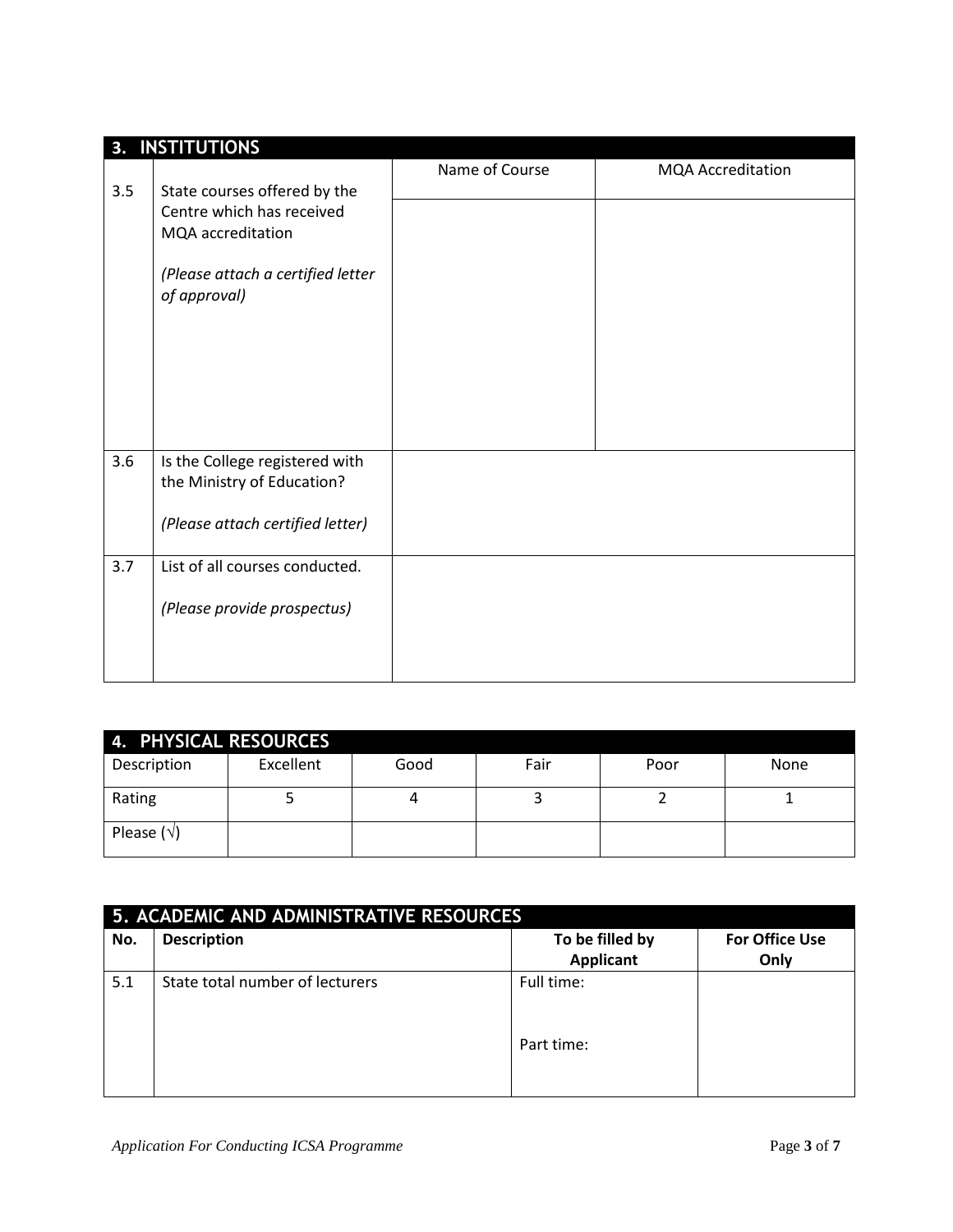## 3. INSTITUTIONS

| | | Name of Course | MQA Accreditation |
|---|---|---|---|
| 3.5 | State courses offered by the Centre which has received MQA accreditation<br><br>*(Please attach a certified letter of approval)* | | |
| 3.6 | Is the College registered with the Ministry of Education?<br><br>*(Please attach certified letter)* | | |
| 3.7 | List of all courses conducted.<br><br>*(Please provide prospectus)* | | |

## 4. PHYSICAL RESOURCES

| Description | Excellent | Good | Fair | Poor | None |
|---|---|---|---|---|---|
| Rating | 5 | 4 | 3 | 2 | 1 |
| Please (√) | | | | | |

## 5. ACADEMIC AND ADMINISTRATIVE RESOURCES

| No. | Description | To be filled by Applicant | For Office Use Only |
|---|---|---|---|
| 5.1 | State total number of lecturers | Full time:<br><br>Part time: | |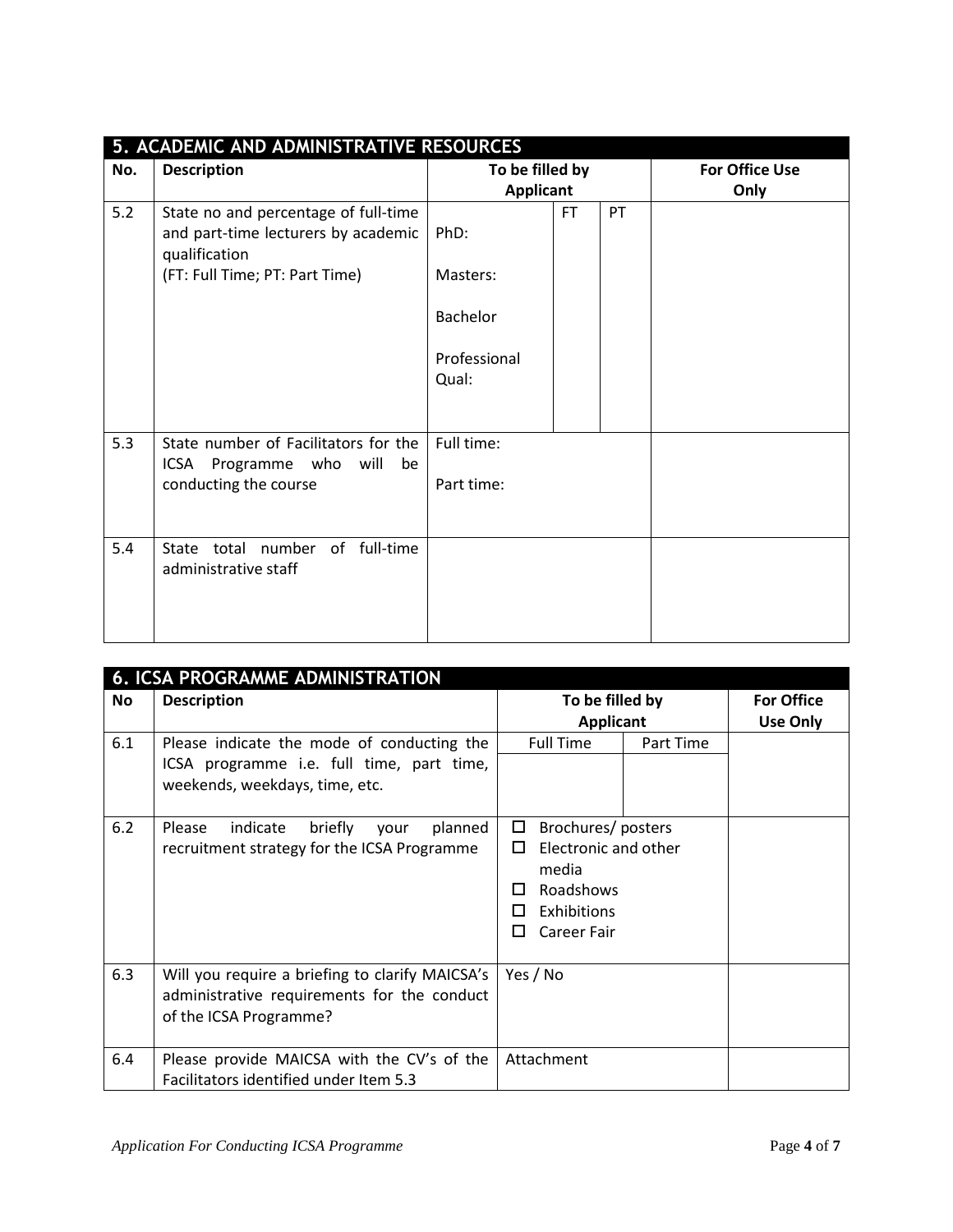## 5. ACADEMIC AND ADMINISTRATIVE RESOURCES

| No. | Description | To be filled by Applicant | | | For Office Use Only |
|---|---|---|---|---|---|
| | | | FT | PT | |
| 5.2 | State no and percentage of full-time and part-time lecturers by academic qualification<br>(FT: Full Time; PT: Part Time) | PhD: | | | |
| | | Masters: | | | |
| | | Bachelor | | | |
| | | Professional Qual: | | | |
| 5.3 | State number of Facilitators for the ICSA Programme who will be conducting the course | Full time:<br><br>Part time: | | | |
| 5.4 | State total number of full-time administrative staff | | | | |

## 6. ICSA PROGRAMME ADMINISTRATION

| No | Description | To be filled by Applicant | | For Office Use Only |
|---|---|---|---|---|
| 6.1 | Please indicate the mode of conducting the ICSA programme i.e. full time, part time, weekends, weekdays, time, etc. | Full Time | Part Time | |
| | | | | |
| 6.2 | Please indicate briefly your planned recruitment strategy for the ICSA Programme | ☐ Brochures/ posters<br>☐ Electronic and other media<br>☐ Roadshows<br>☐ Exhibitions<br>☐ Career Fair | | |
| 6.3 | Will you require a briefing to clarify MAICSA's administrative requirements for the conduct of the ICSA Programme? | Yes / No | | |
| 6.4 | Please provide MAICSA with the CV's of the Facilitators identified under Item 5.3 | Attachment | | |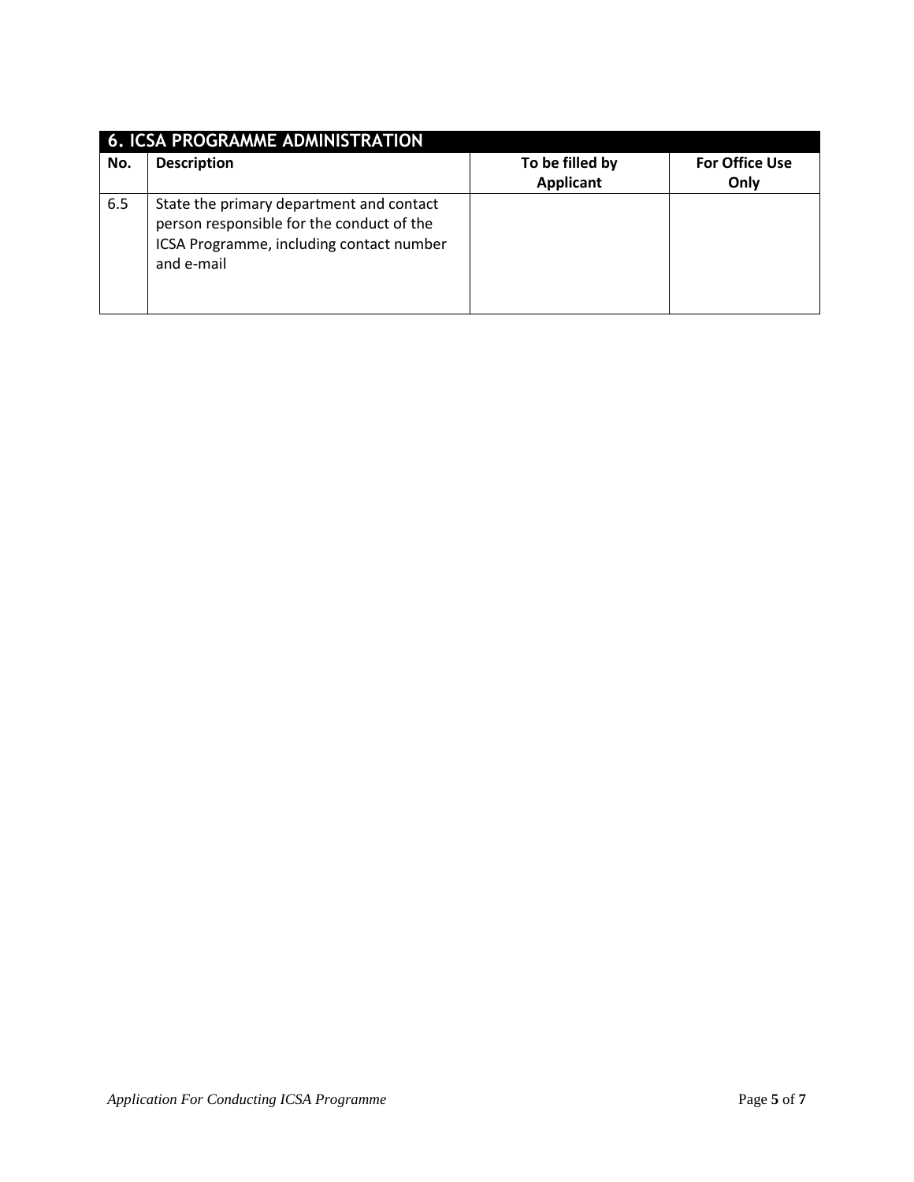## 6. ICSA PROGRAMME ADMINISTRATION

| No. | Description | To be filled by Applicant | For Office Use Only |
|---|---|---|---|
| 6.5 | State the primary department and contact person responsible for the conduct of the ICSA Programme, including contact number and e-mail | | |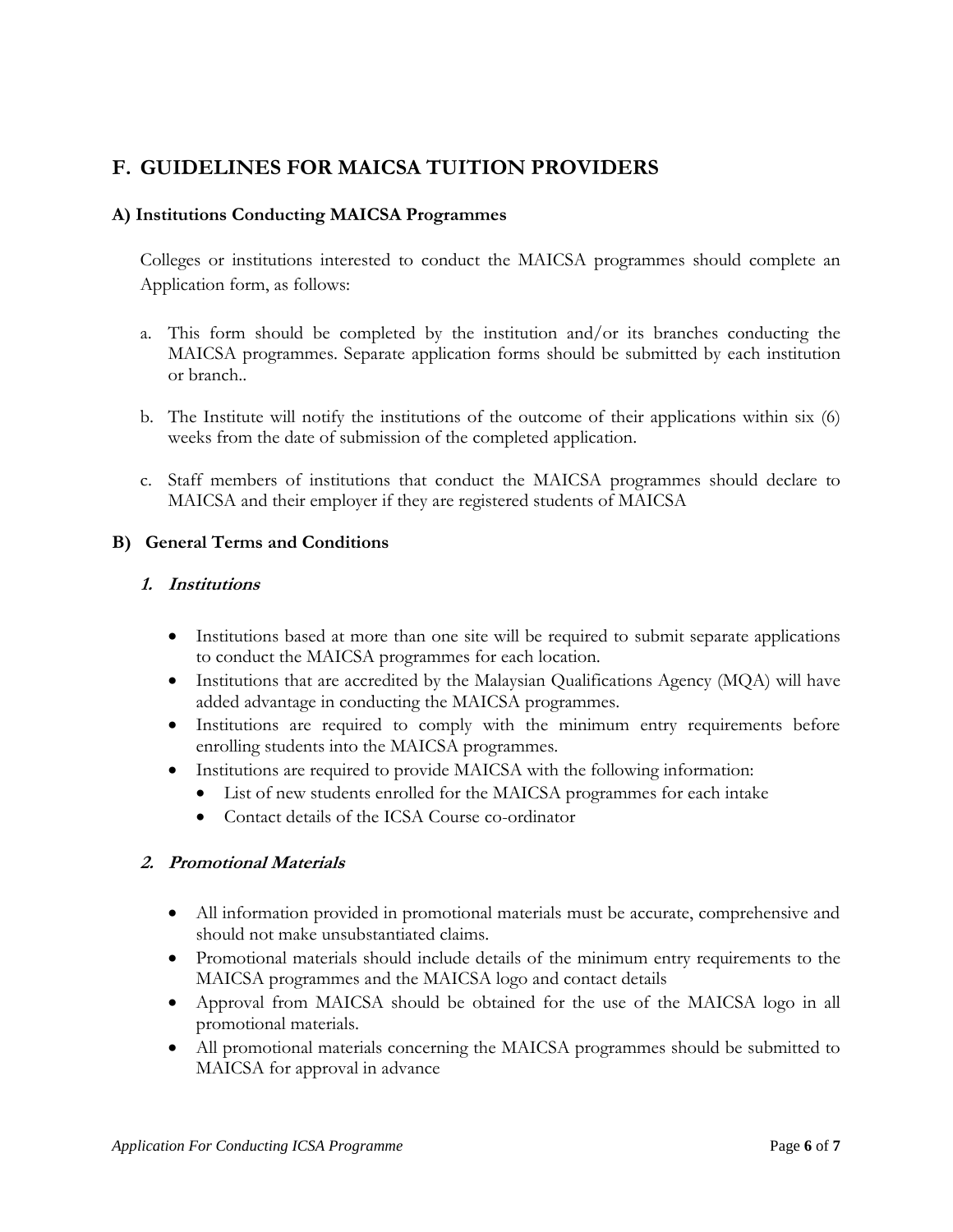## F. GUIDELINES FOR MAICSA TUITION PROVIDERS

### A) Institutions Conducting MAICSA Programmes

Colleges or institutions interested to conduct the MAICSA programmes should complete an Application form, as follows:

a. This form should be completed by the institution and/or its branches conducting the MAICSA programmes. Separate application forms should be submitted by each institution or branch..

b. The Institute will notify the institutions of the outcome of their applications within six (6) weeks from the date of submission of the completed application.

c. Staff members of institutions that conduct the MAICSA programmes should declare to MAICSA and their employer if they are registered students of MAICSA

### B) General Terms and Conditions

#### *1. Institutions*

- Institutions based at more than one site will be required to submit separate applications to conduct the MAICSA programmes for each location.
- Institutions that are accredited by the Malaysian Qualifications Agency (MQA) will have added advantage in conducting the MAICSA programmes.
- Institutions are required to comply with the minimum entry requirements before enrolling students into the MAICSA programmes.
- Institutions are required to provide MAICSA with the following information:
  - List of new students enrolled for the MAICSA programmes for each intake
  - Contact details of the ICSA Course co-ordinator

#### *2. Promotional Materials*

- All information provided in promotional materials must be accurate, comprehensive and should not make unsubstantiated claims.
- Promotional materials should include details of the minimum entry requirements to the MAICSA programmes and the MAICSA logo and contact details
- Approval from MAICSA should be obtained for the use of the MAICSA logo in all promotional materials.
- All promotional materials concerning the MAICSA programmes should be submitted to MAICSA for approval in advance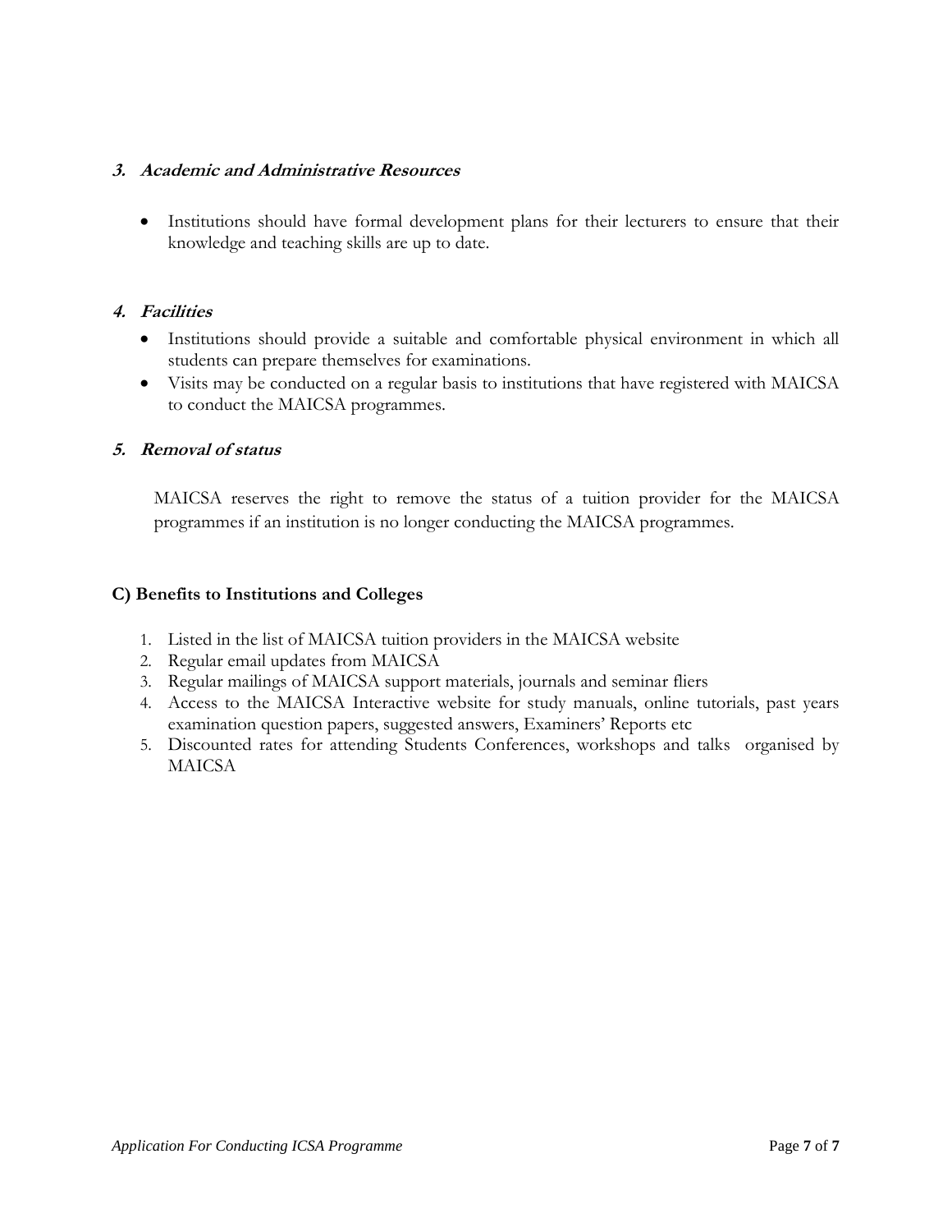### *3. Academic and Administrative Resources*

- Institutions should have formal development plans for their lecturers to ensure that their knowledge and teaching skills are up to date.

### *4. Facilities*

- Institutions should provide a suitable and comfortable physical environment in which all students can prepare themselves for examinations.
- Visits may be conducted on a regular basis to institutions that have registered with MAICSA to conduct the MAICSA programmes.

### *5. Removal of status*

MAICSA reserves the right to remove the status of a tuition provider for the MAICSA programmes if an institution is no longer conducting the MAICSA programmes.

## C) Benefits to Institutions and Colleges

1. Listed in the list of MAICSA tuition providers in the MAICSA website
2. Regular email updates from MAICSA
3. Regular mailings of MAICSA support materials, journals and seminar fliers
4. Access to the MAICSA Interactive website for study manuals, online tutorials, past years examination question papers, suggested answers, Examiners' Reports etc
5. Discounted rates for attending Students Conferences, workshops and talks organised by MAICSA